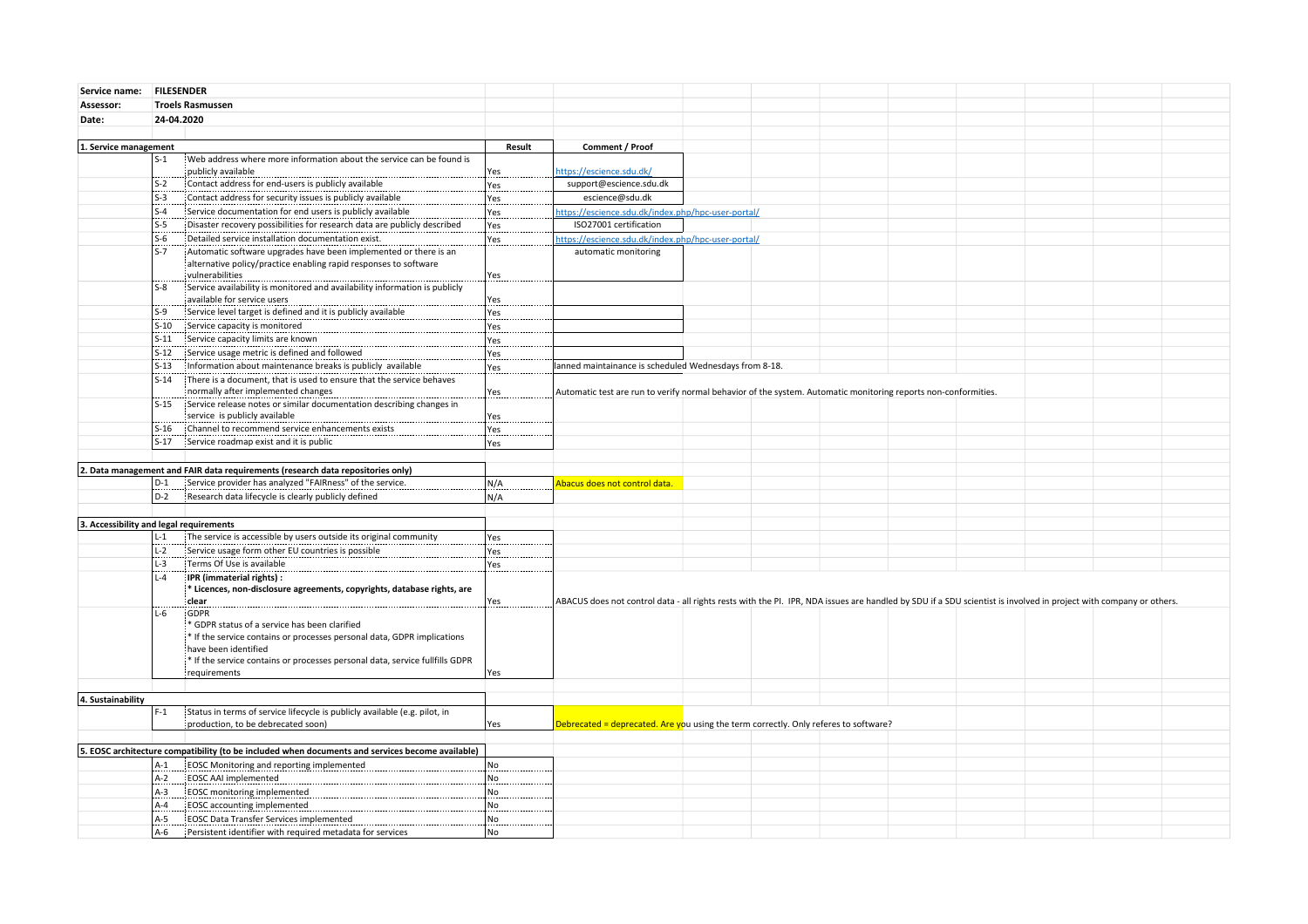**Service name:** FILESENDER
**Assessor:** Troels Rasmussen
**Date:** 24-04.2020

| 1. Service management | | | Result | Comment / Proof |
|---|---|---|---|---|
| | S-1 | Web address where more information about the service can be found is publicly available | Yes | https://escience.sdu.dk/ |
| | S-2 | Contact address for end-users is publicly available | Yes | support@escience.sdu.dk |
| | S-3 | Contact address for security issues is publicly available | Yes | escience@sdu.dk |
| | S-4 | Service documentation for end users is publicly available | Yes | https://escience.sdu.dk/index.php/hpc-user-portal/ |
| | S-5 | Disaster recovery possibilities for research data are publicly described | Yes | ISO27001 certification |
| | S-6 | Detailed service installation documentation exist. | Yes | https://escience.sdu.dk/index.php/hpc-user-portal/ |
| | S-7 | Automatic software upgrades have been implemented or there is an alternative policy/practice enabling rapid responses to software vulnerabilities | Yes | automatic monitoring |
| | S-8 | Service availability is monitored and availability information is publicly available for service users | Yes | |
| | S-9 | Service level target is defined and it is publicly available | Yes | |
| | S-10 | Service capacity is monitored | Yes | |
| | S-11 | Service capacity limits are known | Yes | |
| | S-12 | Service usage metric is defined and followed | Yes | |
| | S-13 | Information about maintenance breaks is publicly available | Yes | lanned maintainance is scheduled Wednesdays from 8-18. |
| | S-14 | There is a document, that is used to ensure that the service behaves normally after implemented changes | Yes | Automatic test are run to verify normal behavior of the system. Automatic monitoring reports non-conformities. |
| | S-15 | Service release notes or similar documentation describing changes in service is publicly available | Yes | |
| | S-16 | Channel to recommend service enhancements exists | Yes | |
| | S-17 | Service roadmap exist and it is public | Yes | |

| 2. Data management and FAIR data requirements (research data repositories only) | | | | |
|---|---|---|---|---|
| | D-1 | Service provider has analyzed "FAIRness" of the service. | N/A | Abacus does not control data. |
| | D-2 | Research data lifecycle is clearly publicly defined | N/A | |

| 3. Accessibility and legal requirements | | | | |
|---|---|---|---|---|
| | L-1 | The service is accessible by users outside its original community | Yes | |
| | L-2 | Service usage form other EU countries is possible | Yes | |
| | L-3 | Terms Of Use is available | Yes | |
| | L-4 | **IPR (immaterial rights) :** **\* Licences, non-disclosure agreements, copyrights, database rights, are clear** | Yes | ABACUS does not control data - all rights rests with the PI. IPR, NDA issues are handled by SDU if a SDU scientist is involved in project with company or others. |
| | L-6 | GDPR * GDPR status of a service has been clarified * If the service contains or processes personal data, GDPR implications have been identified * If the service contains or processes personal data, service fullfills GDPR requirements | Yes | |

| 4. Sustainability | | | | |
|---|---|---|---|---|
| | F-1 | Status in terms of service lifecycle is publicly available (e.g. pilot, in production, to be debrecated soon) | Yes | Debrecated = deprecated. Are you using the term correctly. Only referes to software? |

| 5. EOSC architecture compatibility (to be included when documents and services become available) | | | | |
|---|---|---|---|---|
| | A-1 | EOSC Monitoring and reporting implemented | No | |
| | A-2 | EOSC AAI implemented | No | |
| | A-3 | EOSC monitoring implemented | No | |
| | A-4 | EOSC accounting implemented | No | |
| | A-5 | EOSC Data Transfer Services implemented | No | |
| | A-6 | Persistent identifier with required metadata for services | No | |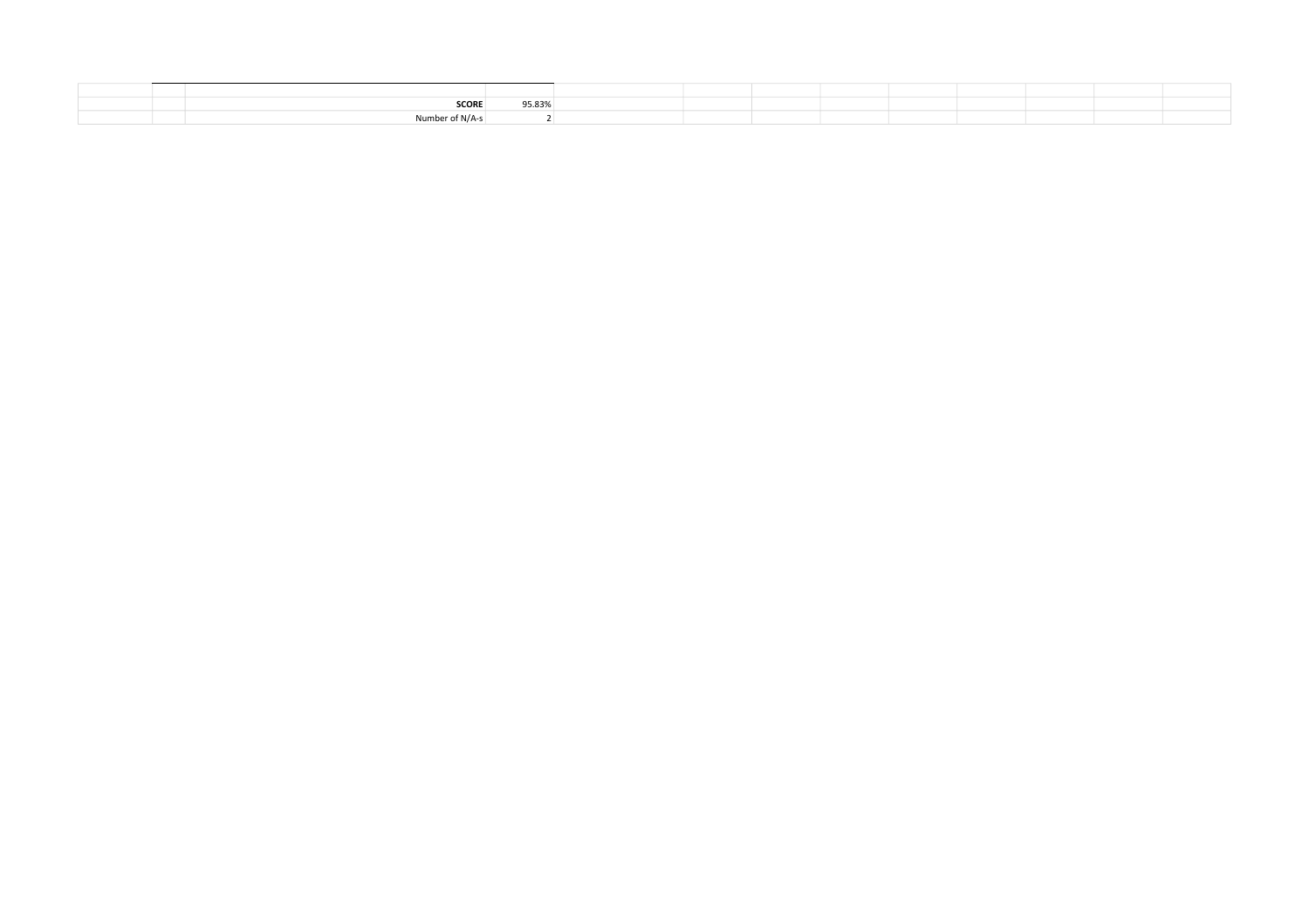| | |
|---|---|
| **SCORE** | 95.83% |
| Number of N/A-s | 2 |